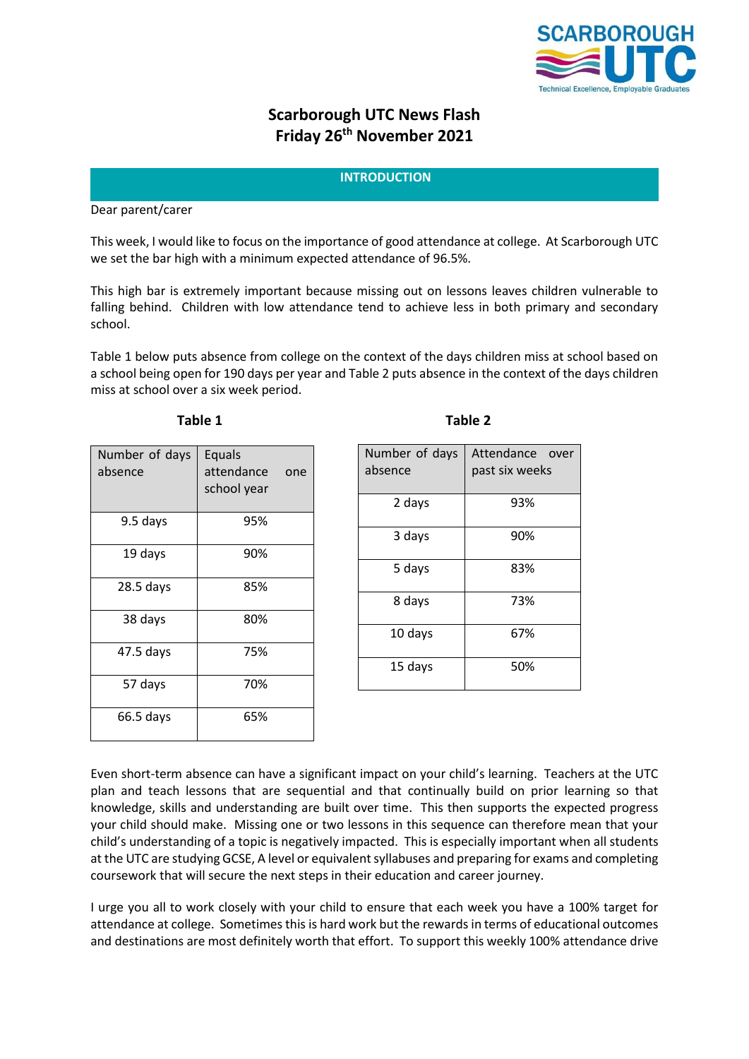# Scarborough UTC News Flash
## Friday 26th November 2021

### INTRODUCTION

Dear parent/carer

This week, I would like to focus on the importance of good attendance at college. At Scarborough UTC we set the bar high with a minimum expected attendance of 96.5%.

This high bar is extremely important because missing out on lessons leaves children vulnerable to falling behind. Children with low attendance tend to achieve less in both primary and secondary school.

Table 1 below puts absence from college on the context of the days children miss at school based on a school being open for 190 days per year and Table 2 puts absence in the context of the days children miss at school over a six week period.

**Table 1**

| Number of days absence | Equals attendance one school year |
|---|---|
| 9.5 days | 95% |
| 19 days | 90% |
| 28.5 days | 85% |
| 38 days | 80% |
| 47.5 days | 75% |
| 57 days | 70% |
| 66.5 days | 65% |

**Table 2**

| Number of days absence | Attendance over past six weeks |
|---|---|
| 2 days | 93% |
| 3 days | 90% |
| 5 days | 83% |
| 8 days | 73% |
| 10 days | 67% |
| 15 days | 50% |

Even short-term absence can have a significant impact on your child's learning. Teachers at the UTC plan and teach lessons that are sequential and that continually build on prior learning so that knowledge, skills and understanding are built over time. This then supports the expected progress your child should make. Missing one or two lessons in this sequence can therefore mean that your child's understanding of a topic is negatively impacted. This is especially important when all students at the UTC are studying GCSE, A level or equivalent syllabuses and preparing for exams and completing coursework that will secure the next steps in their education and career journey.

I urge you all to work closely with your child to ensure that each week you have a 100% target for attendance at college. Sometimes this is hard work but the rewards in terms of educational outcomes and destinations are most definitely worth that effort. To support this weekly 100% attendance drive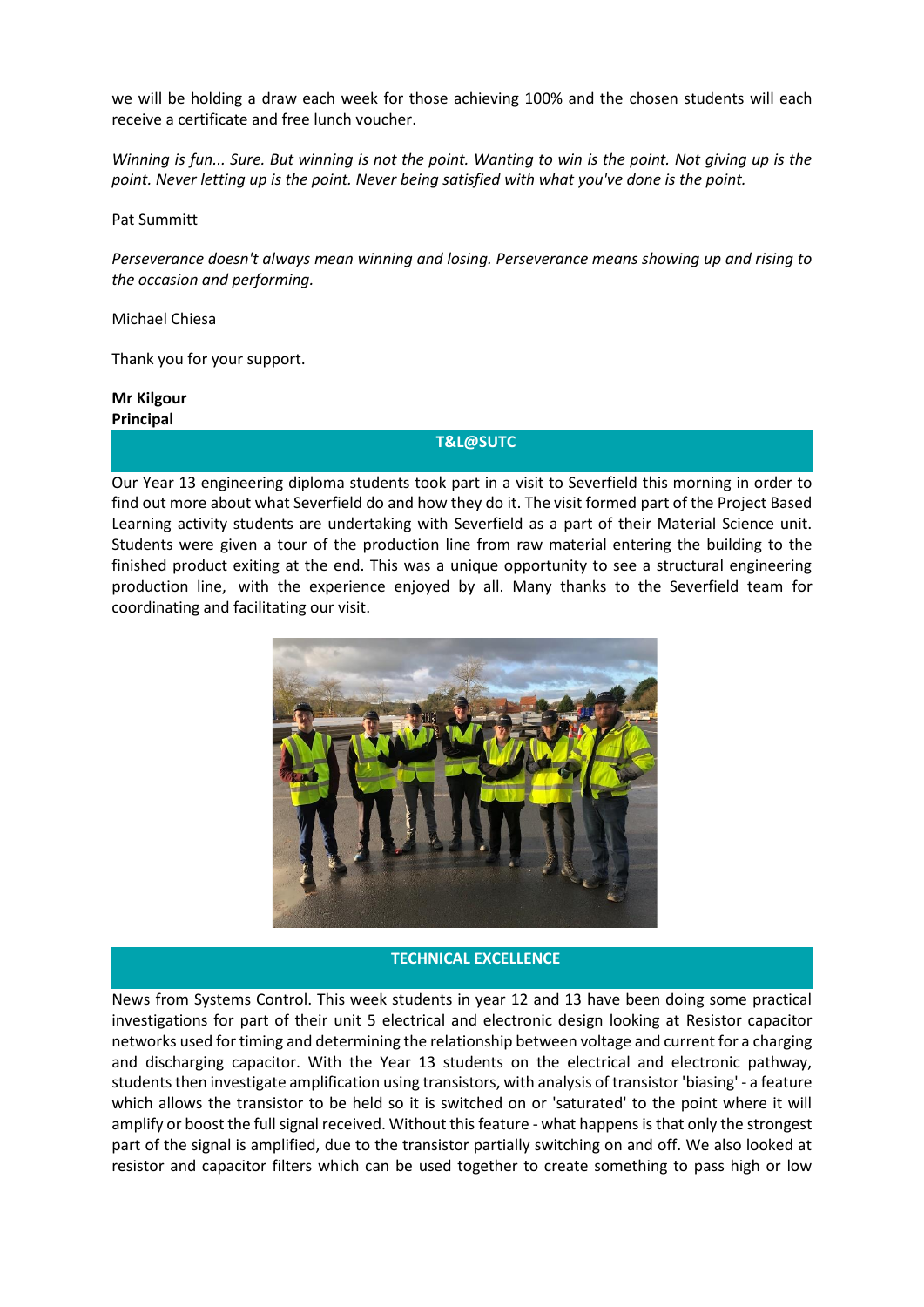we will be holding a draw each week for those achieving 100% and the chosen students will each receive a certificate and free lunch voucher.

*Winning is fun... Sure. But winning is not the point. Wanting to win is the point. Not giving up is the point. Never letting up is the point. Never being satisfied with what you've done is the point.*

Pat Summitt

*Perseverance doesn't always mean winning and losing. Perseverance means showing up and rising to the occasion and performing.*

Michael Chiesa

Thank you for your support.

**Mr Kilgour**
**Principal**

## T&L@SUTC

Our Year 13 engineering diploma students took part in a visit to Severfield this morning in order to find out more about what Severfield do and how they do it. The visit formed part of the Project Based Learning activity students are undertaking with Severfield as a part of their Material Science unit. Students were given a tour of the production line from raw material entering the building to the finished product exiting at the end. This was a unique opportunity to see a structural engineering production line, with the experience enjoyed by all. Many thanks to the Severfield team for coordinating and facilitating our visit.

## TECHNICAL EXCELLENCE

News from Systems Control. This week students in year 12 and 13 have been doing some practical investigations for part of their unit 5 electrical and electronic design looking at Resistor capacitor networks used for timing and determining the relationship between voltage and current for a charging and discharging capacitor. With the Year 13 students on the electrical and electronic pathway, students then investigate amplification using transistors, with analysis of transistor 'biasing' - a feature which allows the transistor to be held so it is switched on or 'saturated' to the point where it will amplify or boost the full signal received. Without this feature - what happens is that only the strongest part of the signal is amplified, due to the transistor partially switching on and off. We also looked at resistor and capacitor filters which can be used together to create something to pass high or low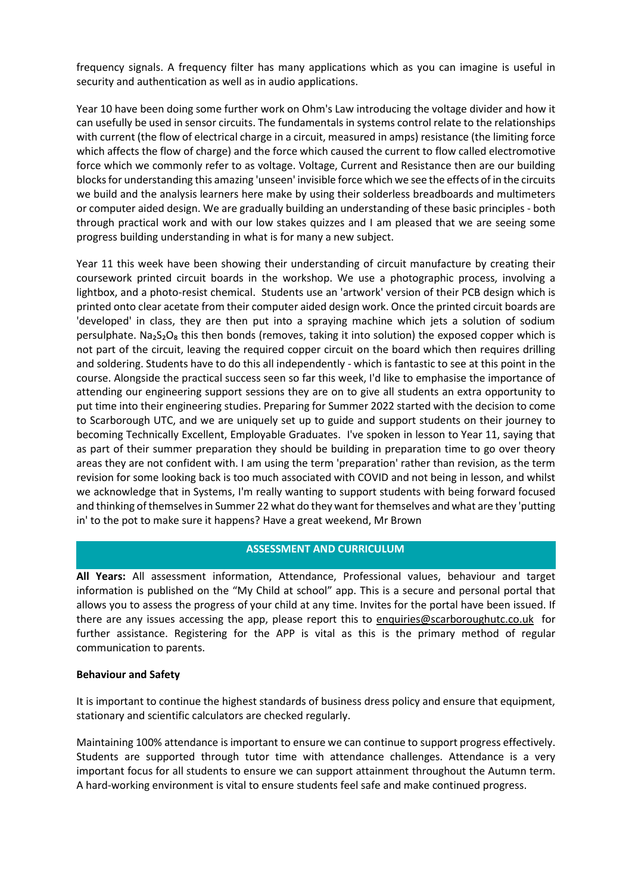frequency signals. A frequency filter has many applications which as you can imagine is useful in security and authentication as well as in audio applications.

Year 10 have been doing some further work on Ohm's Law introducing the voltage divider and how it can usefully be used in sensor circuits. The fundamentals in systems control relate to the relationships with current (the flow of electrical charge in a circuit, measured in amps) resistance (the limiting force which affects the flow of charge) and the force which caused the current to flow called electromotive force which we commonly refer to as voltage. Voltage, Current and Resistance then are our building blocks for understanding this amazing 'unseen' invisible force which we see the effects of in the circuits we build and the analysis learners here make by using their solderless breadboards and multimeters or computer aided design. We are gradually building an understanding of these basic principles - both through practical work and with our low stakes quizzes and I am pleased that we are seeing some progress building understanding in what is for many a new subject.

Year 11 this week have been showing their understanding of circuit manufacture by creating their coursework printed circuit boards in the workshop. We use a photographic process, involving a lightbox, and a photo-resist chemical. Students use an 'artwork' version of their PCB design which is printed onto clear acetate from their computer aided design work. Once the printed circuit boards are 'developed' in class, they are then put into a spraying machine which jets a solution of sodium persulphate. $Na_2S_2O_8$ this then bonds (removes, taking it into solution) the exposed copper which is not part of the circuit, leaving the required copper circuit on the board which then requires drilling and soldering. Students have to do this all independently - which is fantastic to see at this point in the course. Alongside the practical success seen so far this week, I'd like to emphasise the importance of attending our engineering support sessions they are on to give all students an extra opportunity to put time into their engineering studies. Preparing for Summer 2022 started with the decision to come to Scarborough UTC, and we are uniquely set up to guide and support students on their journey to becoming Technically Excellent, Employable Graduates. I've spoken in lesson to Year 11, saying that as part of their summer preparation they should be building in preparation time to go over theory areas they are not confident with. I am using the term 'preparation' rather than revision, as the term revision for some looking back is too much associated with COVID and not being in lesson, and whilst we acknowledge that in Systems, I'm really wanting to support students with being forward focused and thinking of themselves in Summer 22 what do they want for themselves and what are they 'putting in' to the pot to make sure it happens? Have a great weekend, Mr Brown

## ASSESSMENT AND CURRICULUM

**All Years:** All assessment information, Attendance, Professional values, behaviour and target information is published on the "My Child at school" app. This is a secure and personal portal that allows you to assess the progress of your child at any time. Invites for the portal have been issued. If there are any issues accessing the app, please report this to enquiries@scarboroughutc.co.uk for further assistance. Registering for the APP is vital as this is the primary method of regular communication to parents.

**Behaviour and Safety**

It is important to continue the highest standards of business dress policy and ensure that equipment, stationary and scientific calculators are checked regularly.

Maintaining 100% attendance is important to ensure we can continue to support progress effectively. Students are supported through tutor time with attendance challenges. Attendance is a very important focus for all students to ensure we can support attainment throughout the Autumn term. A hard-working environment is vital to ensure students feel safe and make continued progress.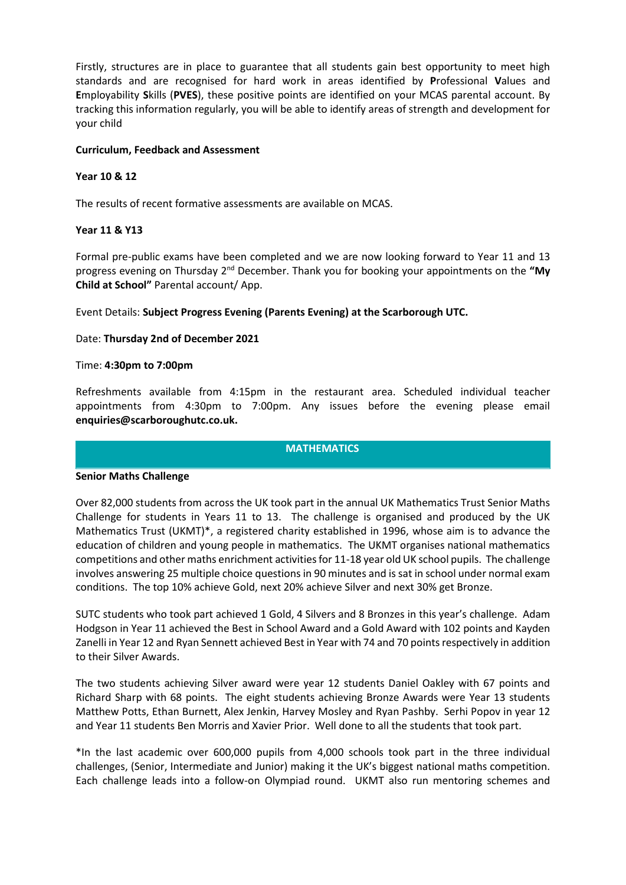Firstly, structures are in place to guarantee that all students gain best opportunity to meet high standards and are recognised for hard work in areas identified by **P**rofessional **V**alues and **E**mployability **S**kills (**PVES**), these positive points are identified on your MCAS parental account. By tracking this information regularly, you will be able to identify areas of strength and development for your child

**Curriculum, Feedback and Assessment**

**Year 10 & 12**

The results of recent formative assessments are available on MCAS.

**Year 11 & Y13**

Formal pre-public exams have been completed and we are now looking forward to Year 11 and 13 progress evening on Thursday 2nd December. Thank you for booking your appointments on the **"My Child at School"** Parental account/ App.

Event Details: **Subject Progress Evening (Parents Evening) at the Scarborough UTC.**

Date: **Thursday 2nd of December 2021**

Time: **4:30pm to 7:00pm**

Refreshments available from 4:15pm in the restaurant area. Scheduled individual teacher appointments from 4:30pm to 7:00pm. Any issues before the evening please email **enquiries@scarboroughutc.co.uk.**

## MATHEMATICS

**Senior Maths Challenge**

Over 82,000 students from across the UK took part in the annual UK Mathematics Trust Senior Maths Challenge for students in Years 11 to 13. The challenge is organised and produced by the UK Mathematics Trust (UKMT)*, a registered charity established in 1996, whose aim is to advance the education of children and young people in mathematics. The UKMT organises national mathematics competitions and other maths enrichment activities for 11-18 year old UK school pupils. The challenge involves answering 25 multiple choice questions in 90 minutes and is sat in school under normal exam conditions. The top 10% achieve Gold, next 20% achieve Silver and next 30% get Bronze.

SUTC students who took part achieved 1 Gold, 4 Silvers and 8 Bronzes in this year's challenge. Adam Hodgson in Year 11 achieved the Best in School Award and a Gold Award with 102 points and Kayden Zanelli in Year 12 and Ryan Sennett achieved Best in Year with 74 and 70 points respectively in addition to their Silver Awards.

The two students achieving Silver award were year 12 students Daniel Oakley with 67 points and Richard Sharp with 68 points. The eight students achieving Bronze Awards were Year 13 students Matthew Potts, Ethan Burnett, Alex Jenkin, Harvey Mosley and Ryan Pashby. Serhi Popov in year 12 and Year 11 students Ben Morris and Xavier Prior. Well done to all the students that took part.

*In the last academic over 600,000 pupils from 4,000 schools took part in the three individual challenges, (Senior, Intermediate and Junior) making it the UK's biggest national maths competition. Each challenge leads into a follow-on Olympiad round. UKMT also run mentoring schemes and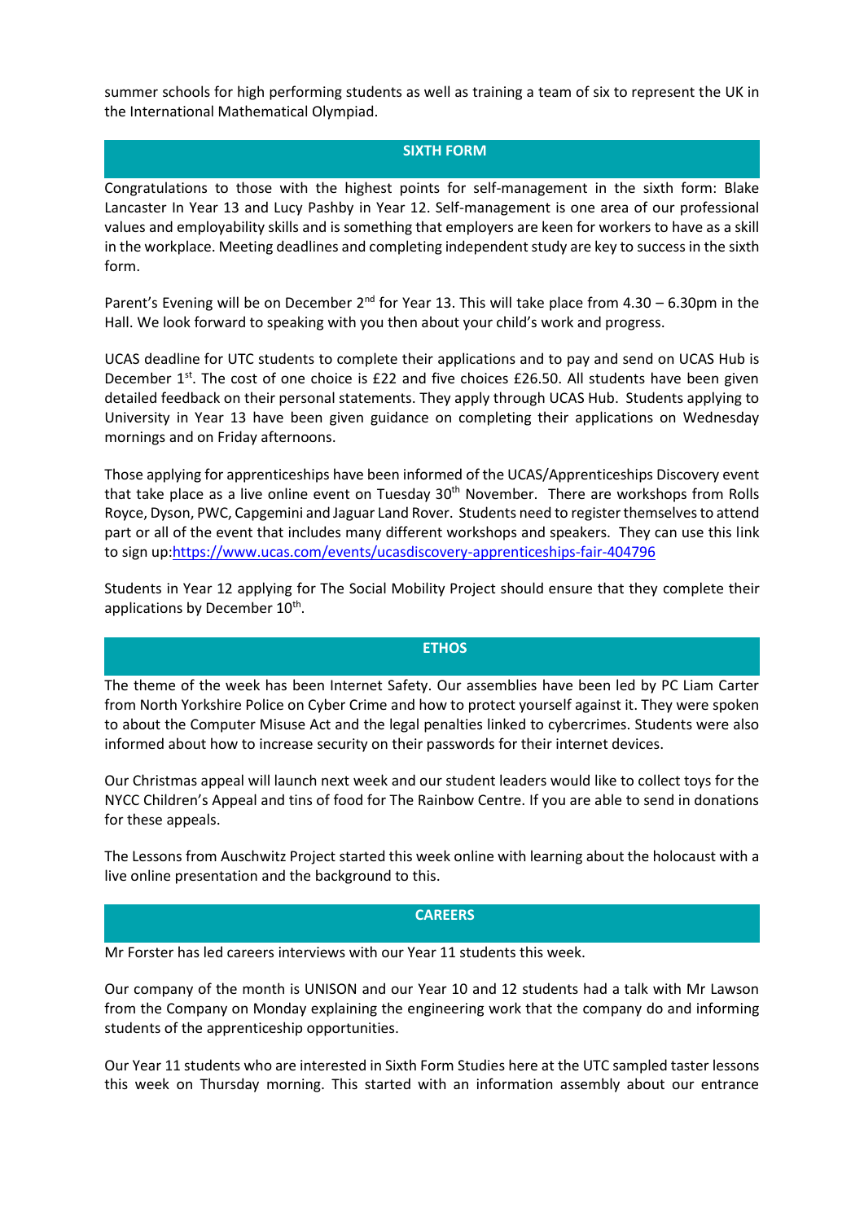summer schools for high performing students as well as training a team of six to represent the UK in the International Mathematical Olympiad.

## SIXTH FORM

Congratulations to those with the highest points for self-management in the sixth form: Blake Lancaster In Year 13 and Lucy Pashby in Year 12. Self-management is one area of our professional values and employability skills and is something that employers are keen for workers to have as a skill in the workplace. Meeting deadlines and completing independent study are key to success in the sixth form.

Parent's Evening will be on December 2nd for Year 13. This will take place from 4.30 – 6.30pm in the Hall. We look forward to speaking with you then about your child's work and progress.

UCAS deadline for UTC students to complete their applications and to pay and send on UCAS Hub is December 1st. The cost of one choice is £22 and five choices £26.50. All students have been given detailed feedback on their personal statements. They apply through UCAS Hub. Students applying to University in Year 13 have been given guidance on completing their applications on Wednesday mornings and on Friday afternoons.

Those applying for apprenticeships have been informed of the UCAS/Apprenticeships Discovery event that take place as a live online event on Tuesday 30th November. There are workshops from Rolls Royce, Dyson, PWC, Capgemini and Jaguar Land Rover. Students need to register themselves to attend part or all of the event that includes many different workshops and speakers. They can use this link to sign up:[https://www.ucas.com/events/ucasdiscovery-apprenticeships-fair-404796](https://www.ucas.com/events/ucasdiscovery-apprenticeships-fair-404796)

Students in Year 12 applying for The Social Mobility Project should ensure that they complete their applications by December 10th.

## ETHOS

The theme of the week has been Internet Safety. Our assemblies have been led by PC Liam Carter from North Yorkshire Police on Cyber Crime and how to protect yourself against it. They were spoken to about the Computer Misuse Act and the legal penalties linked to cybercrimes. Students were also informed about how to increase security on their passwords for their internet devices.

Our Christmas appeal will launch next week and our student leaders would like to collect toys for the NYCC Children's Appeal and tins of food for The Rainbow Centre. If you are able to send in donations for these appeals.

The Lessons from Auschwitz Project started this week online with learning about the holocaust with a live online presentation and the background to this.

## CAREERS

Mr Forster has led careers interviews with our Year 11 students this week.

Our company of the month is UNISON and our Year 10 and 12 students had a talk with Mr Lawson from the Company on Monday explaining the engineering work that the company do and informing students of the apprenticeship opportunities.

Our Year 11 students who are interested in Sixth Form Studies here at the UTC sampled taster lessons this week on Thursday morning. This started with an information assembly about our entrance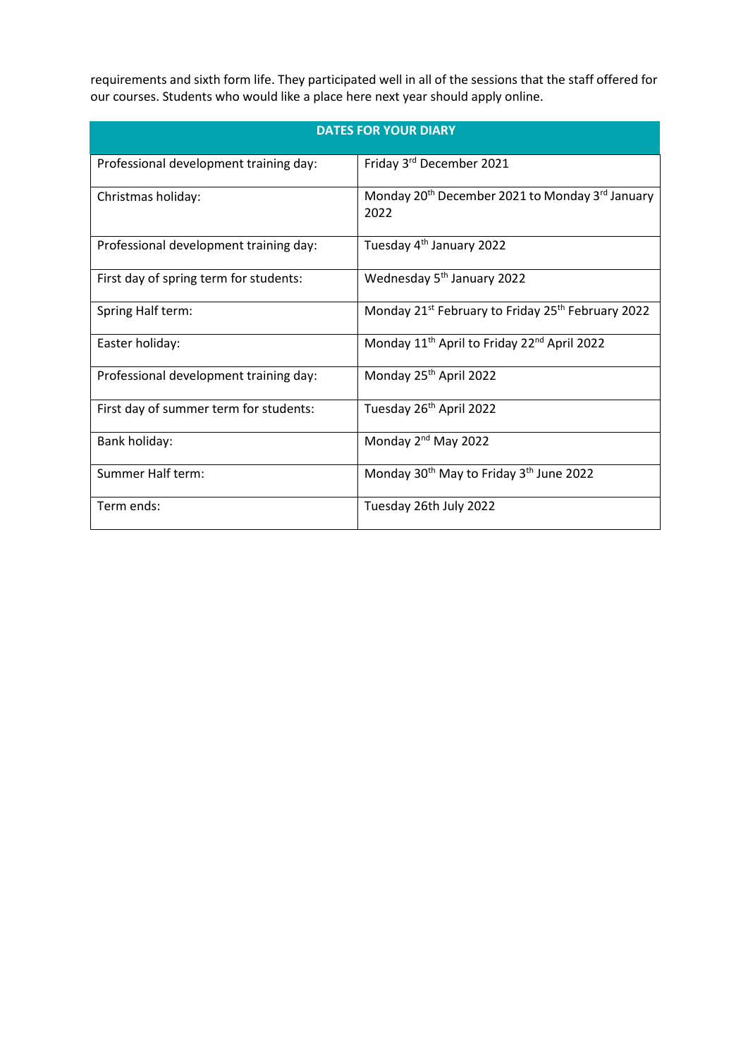requirements and sixth form life. They participated well in all of the sessions that the staff offered for our courses. Students who would like a place here next year should apply online.

| DATES FOR YOUR DIARY | |
|---|---|
| Professional development training day: | Friday 3rd December 2021 |
| Christmas holiday: | Monday 20th December 2021 to Monday 3rd January 2022 |
| Professional development training day: | Tuesday 4th January 2022 |
| First day of spring term for students: | Wednesday 5th January 2022 |
| Spring Half term: | Monday 21st February to Friday 25th February 2022 |
| Easter holiday: | Monday 11th April to Friday 22nd April 2022 |
| Professional development training day: | Monday 25th April 2022 |
| First day of summer term for students: | Tuesday 26th April 2022 |
| Bank holiday: | Monday 2nd May 2022 |
| Summer Half term: | Monday 30th May to Friday 3th June 2022 |
| Term ends: | Tuesday 26th July 2022 |